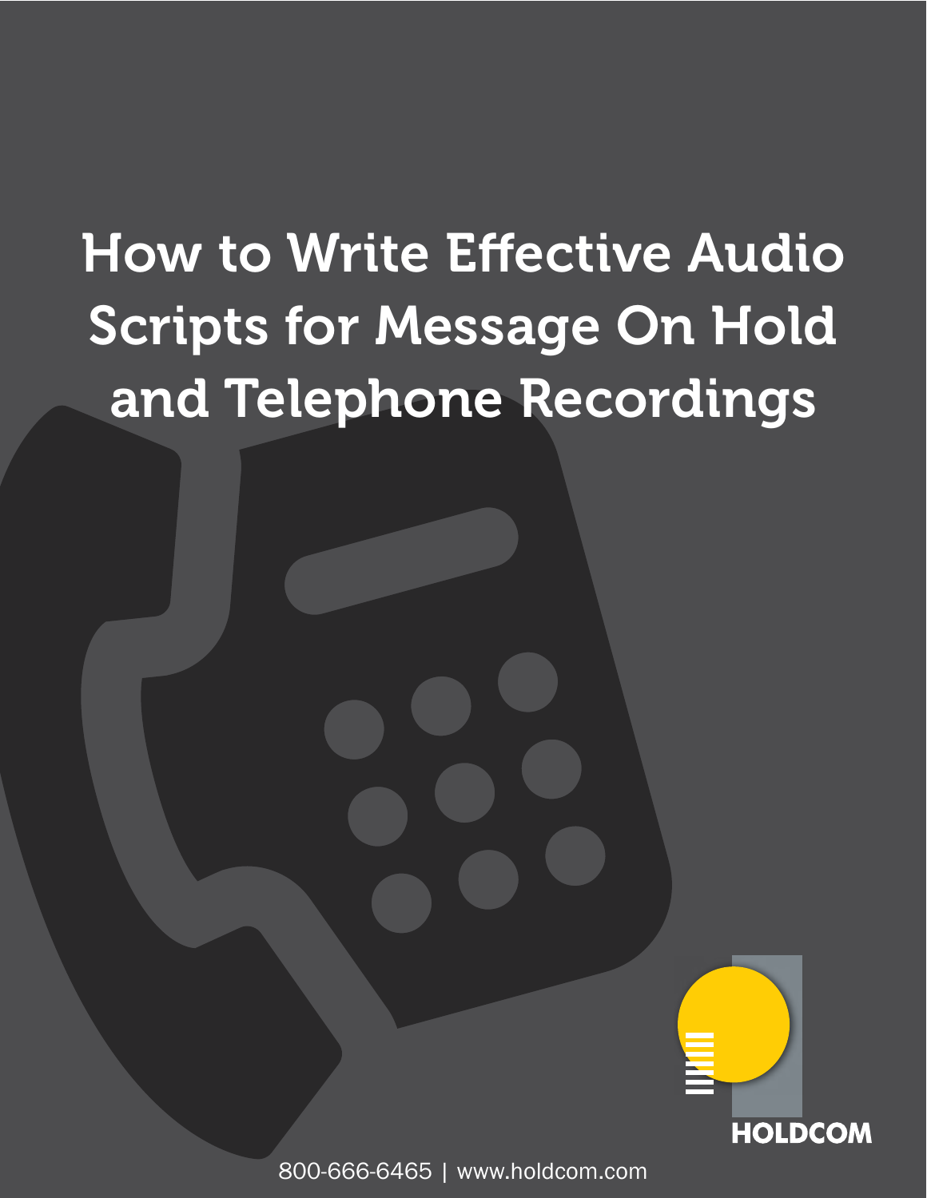# How to Write Effective Audio Scripts for Message On Hold and Telephone Recordings

HOLDCOM

800-666-6465 | www.holdcom.com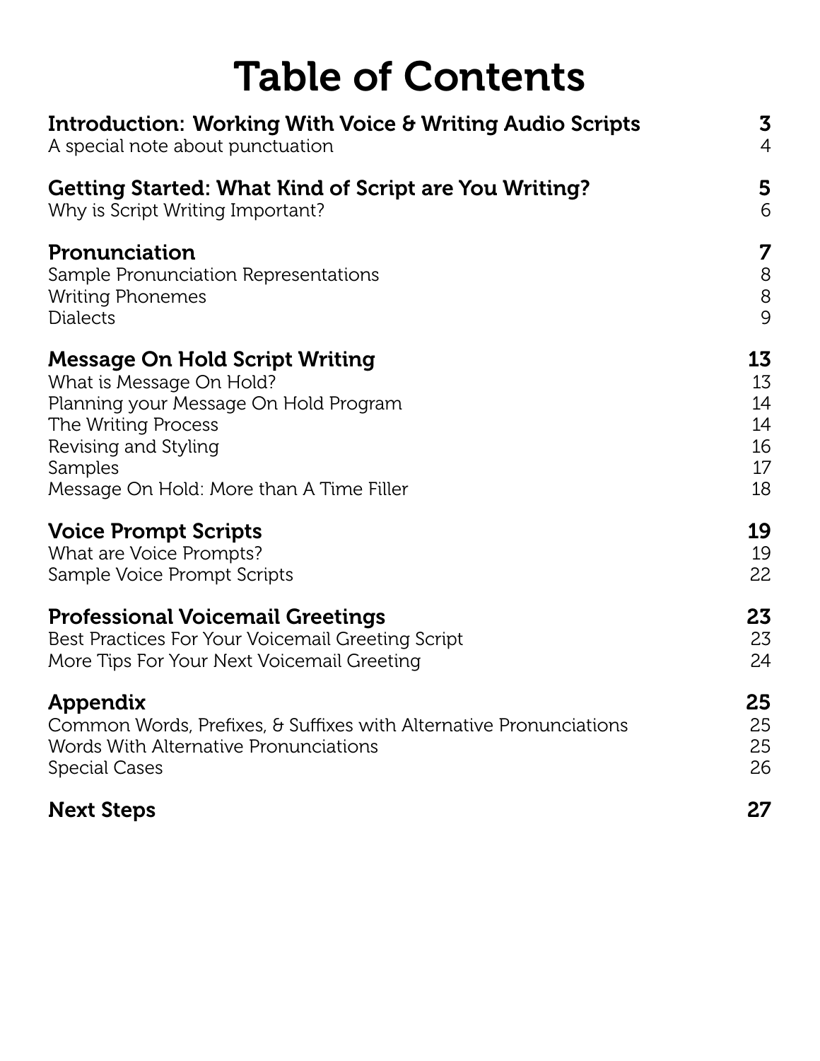# Table of Contents

| | |
|---|---|
| **Introduction: Working With Voice & Writing Audio Scripts** | **3** |
| A special note about punctuation | 4 |
| **Getting Started: What Kind of Script are You Writing?** | **5** |
| Why is Script Writing Important? | 6 |
| **Pronunciation** | **7** |
| Sample Pronunciation Representations | 8 |
| Writing Phonemes | 8 |
| Dialects | 9 |
| **Message On Hold Script Writing** | **13** |
| What is Message On Hold? | 13 |
| Planning your Message On Hold Program | 14 |
| The Writing Process | 14 |
| Revising and Styling | 16 |
| Samples | 17 |
| Message On Hold: More than A Time Filler | 18 |
| **Voice Prompt Scripts** | **19** |
| What are Voice Prompts? | 19 |
| Sample Voice Prompt Scripts | 22 |
| **Professional Voicemail Greetings** | **23** |
| Best Practices For Your Voicemail Greeting Script | 23 |
| More Tips For Your Next Voicemail Greeting | 24 |
| **Appendix** | **25** |
| Common Words, Prefixes, & Suffixes with Alternative Pronunciations | 25 |
| Words With Alternative Pronunciations | 25 |
| Special Cases | 26 |
| **Next Steps** | **27** |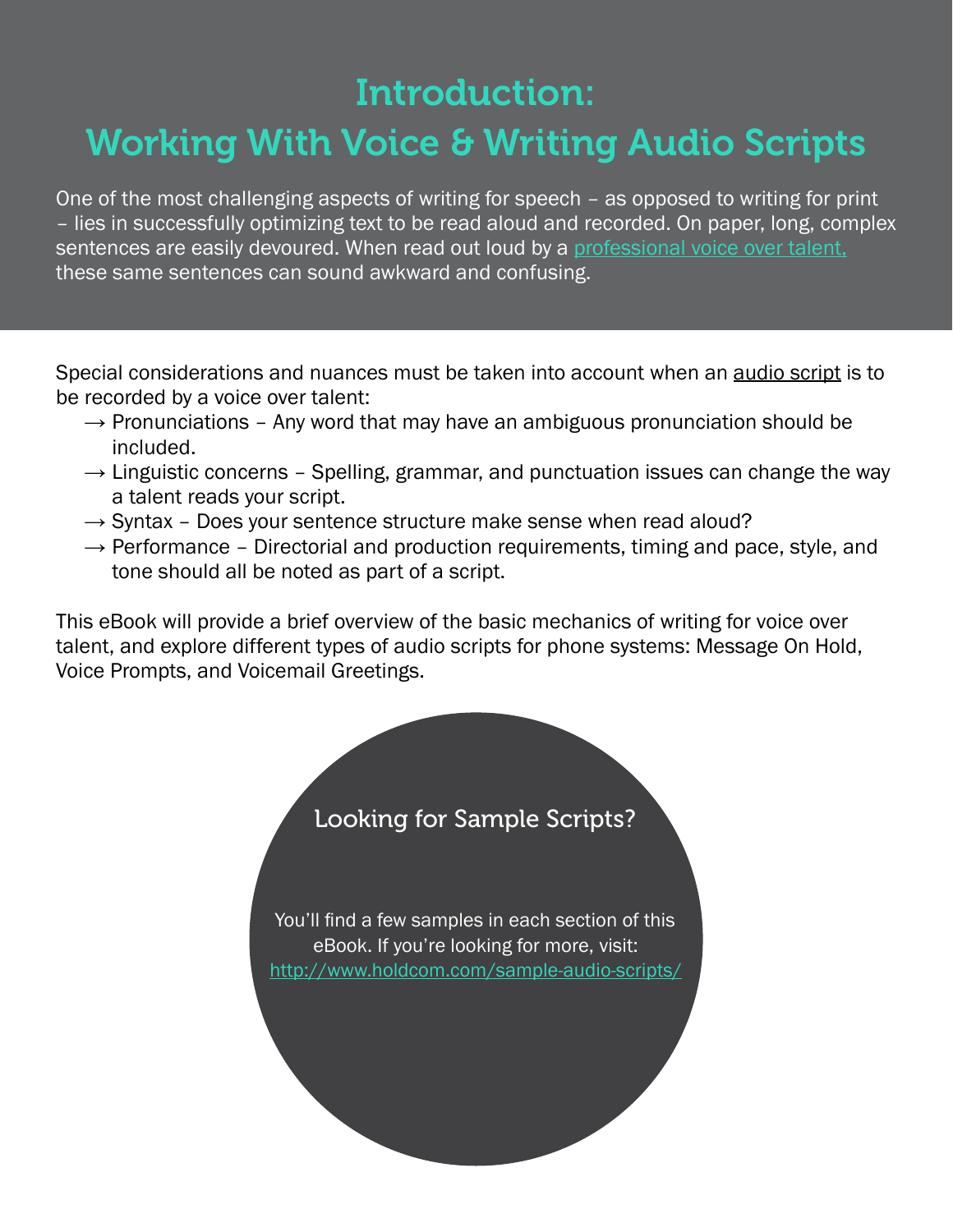# Introduction: Working With Voice & Writing Audio Scripts

One of the most challenging aspects of writing for speech – as opposed to writing for print – lies in successfully optimizing text to be read aloud and recorded. On paper, long, complex sentences are easily devoured. When read out loud by a professional voice over talent, these same sentences can sound awkward and confusing.

Special considerations and nuances must be taken into account when an audio script is to be recorded by a voice over talent:

- → Pronunciations – Any word that may have an ambiguous pronunciation should be included.
- → Linguistic concerns – Spelling, grammar, and punctuation issues can change the way a talent reads your script.
- → Syntax – Does your sentence structure make sense when read aloud?
- → Performance – Directorial and production requirements, timing and pace, style, and tone should all be noted as part of a script.

This eBook will provide a brief overview of the basic mechanics of writing for voice over talent, and explore different types of audio scripts for phone systems: Message On Hold, Voice Prompts, and Voicemail Greetings.

### Looking for Sample Scripts?

You'll find a few samples in each section of this eBook. If you're looking for more, visit: http://www.holdcom.com/sample-audio-scripts/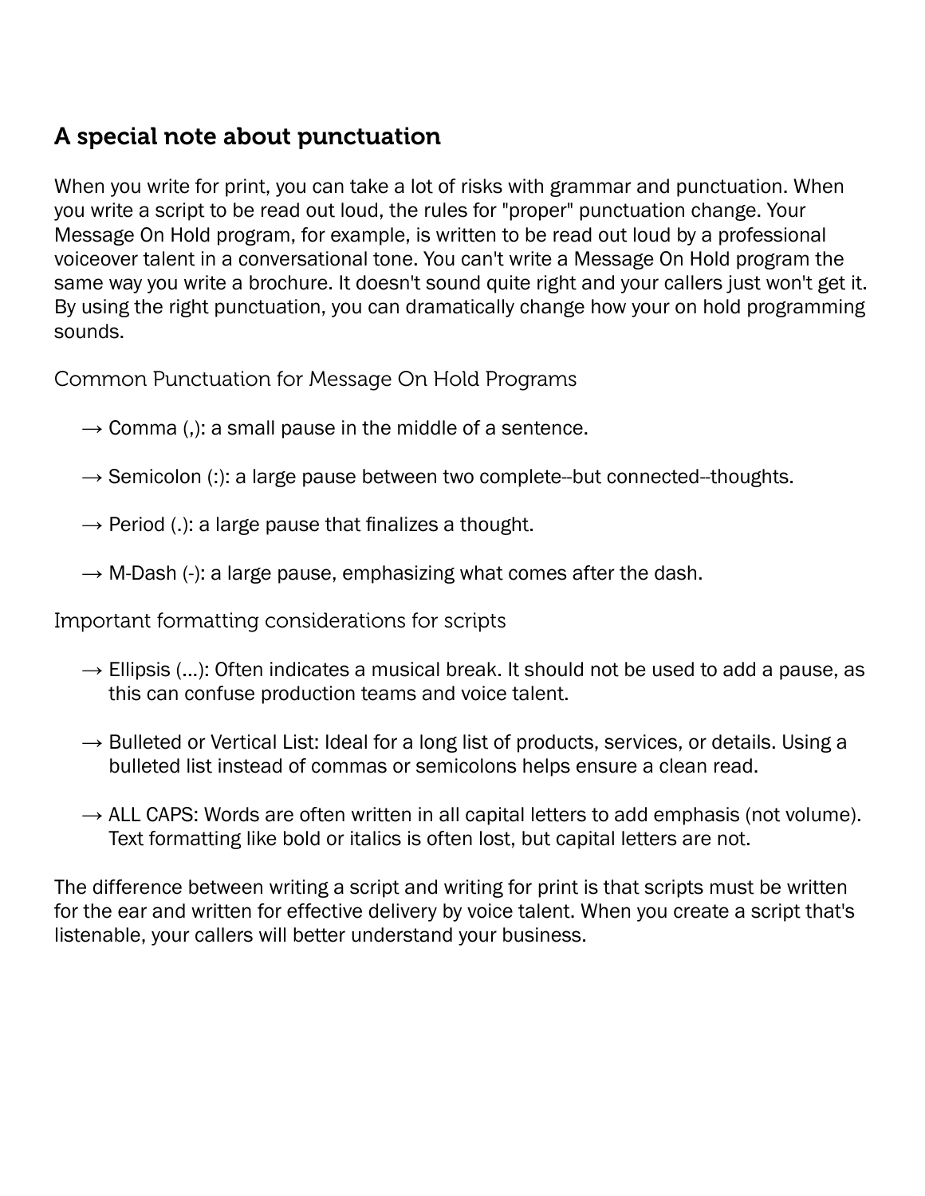## A special note about punctuation

When you write for print, you can take a lot of risks with grammar and punctuation. When you write a script to be read out loud, the rules for "proper" punctuation change. Your Message On Hold program, for example, is written to be read out loud by a professional voiceover talent in a conversational tone. You can't write a Message On Hold program the same way you write a brochure. It doesn't sound quite right and your callers just won't get it. By using the right punctuation, you can dramatically change how your on hold programming sounds.

### Common Punctuation for Message On Hold Programs

- → Comma (,): a small pause in the middle of a sentence.
- → Semicolon (:): a large pause between two complete--but connected--thoughts.
- → Period (.): a large pause that finalizes a thought.
- → M-Dash (-): a large pause, emphasizing what comes after the dash.

### Important formatting considerations for scripts

- → Ellipsis (...): Often indicates a musical break. It should not be used to add a pause, as this can confuse production teams and voice talent.
- → Bulleted or Vertical List: Ideal for a long list of products, services, or details. Using a bulleted list instead of commas or semicolons helps ensure a clean read.
- → ALL CAPS: Words are often written in all capital letters to add emphasis (not volume). Text formatting like bold or italics is often lost, but capital letters are not.

The difference between writing a script and writing for print is that scripts must be written for the ear and written for effective delivery by voice talent. When you create a script that's listenable, your callers will better understand your business.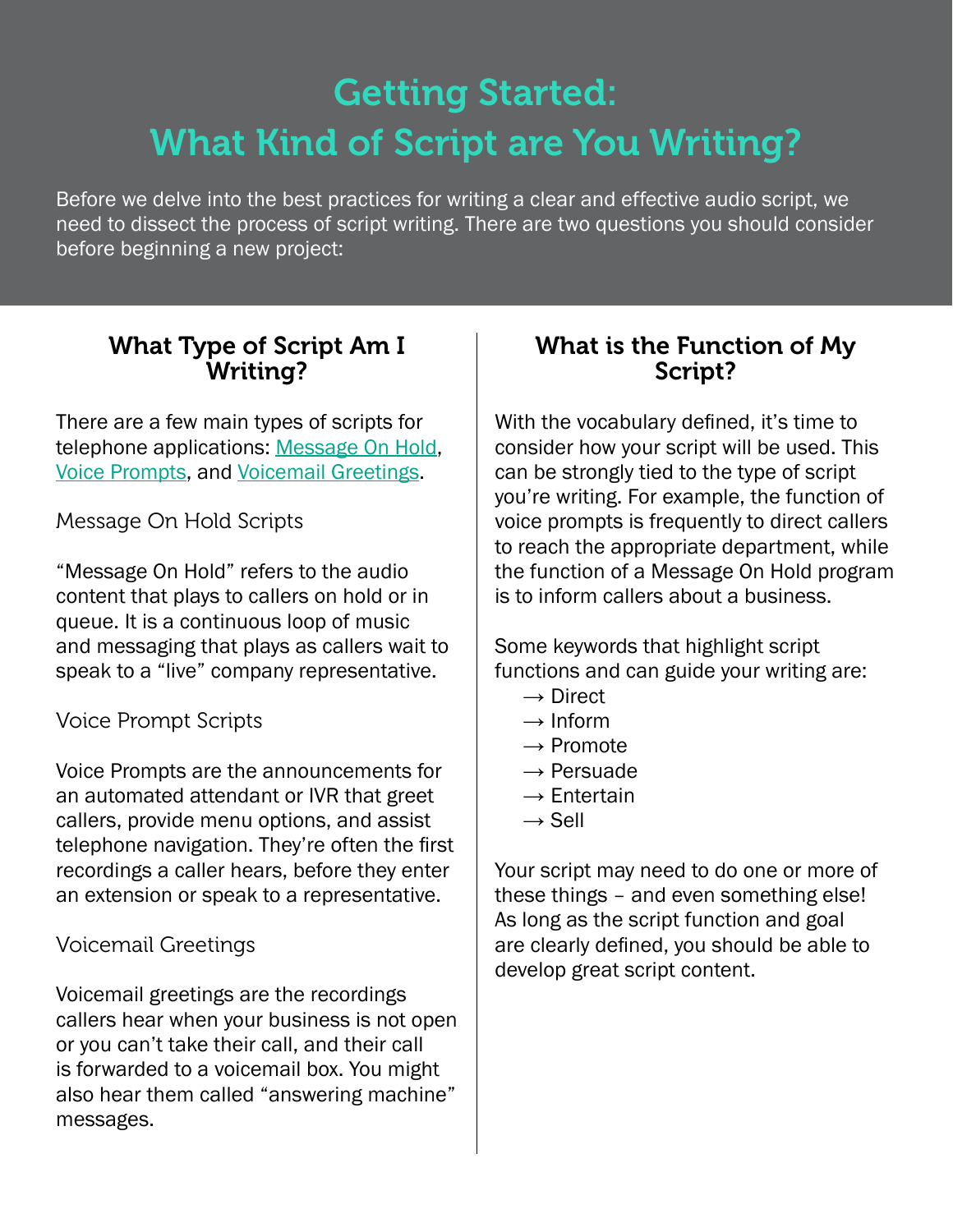# Getting Started: What Kind of Script are You Writing?

Before we delve into the best practices for writing a clear and effective audio script, we need to dissect the process of script writing. There are two questions you should consider before beginning a new project:

## What Type of Script Am I Writing?

There are a few main types of scripts for telephone applications: Message On Hold, Voice Prompts, and Voicemail Greetings.

### Message On Hold Scripts

“Message On Hold” refers to the audio content that plays to callers on hold or in queue. It is a continuous loop of music and messaging that plays as callers wait to speak to a “live” company representative.

### Voice Prompt Scripts

Voice Prompts are the announcements for an automated attendant or IVR that greet callers, provide menu options, and assist telephone navigation. They’re often the first recordings a caller hears, before they enter an extension or speak to a representative.

### Voicemail Greetings

Voicemail greetings are the recordings callers hear when your business is not open or you can’t take their call, and their call is forwarded to a voicemail box. You might also hear them called “answering machine” messages.

## What is the Function of My Script?

With the vocabulary defined, it’s time to consider how your script will be used. This can be strongly tied to the type of script you’re writing. For example, the function of voice prompts is frequently to direct callers to reach the appropriate department, while the function of a Message On Hold program is to inform callers about a business.

Some keywords that highlight script functions and can guide your writing are:

- → Direct
- → Inform
- → Promote
- → Persuade
- → Entertain
- → Sell

Your script may need to do one or more of these things – and even something else! As long as the script function and goal are clearly defined, you should be able to develop great script content.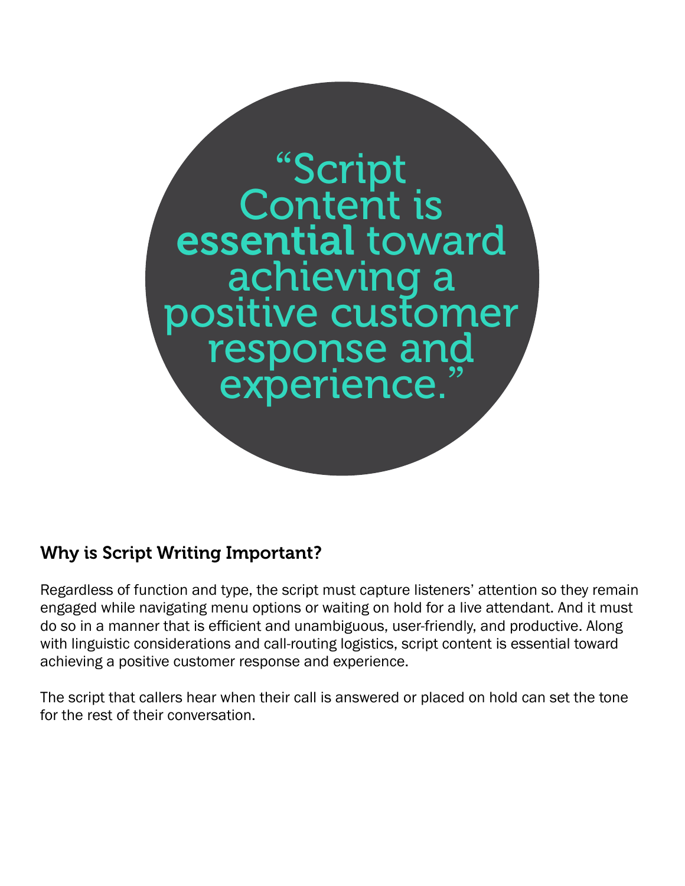> "Script Content is **essential** toward achieving a positive customer response and experience."

## Why is Script Writing Important?

Regardless of function and type, the script must capture listeners' attention so they remain engaged while navigating menu options or waiting on hold for a live attendant. And it must do so in a manner that is efficient and unambiguous, user-friendly, and productive. Along with linguistic considerations and call-routing logistics, script content is essential toward achieving a positive customer response and experience.

The script that callers hear when their call is answered or placed on hold can set the tone for the rest of their conversation.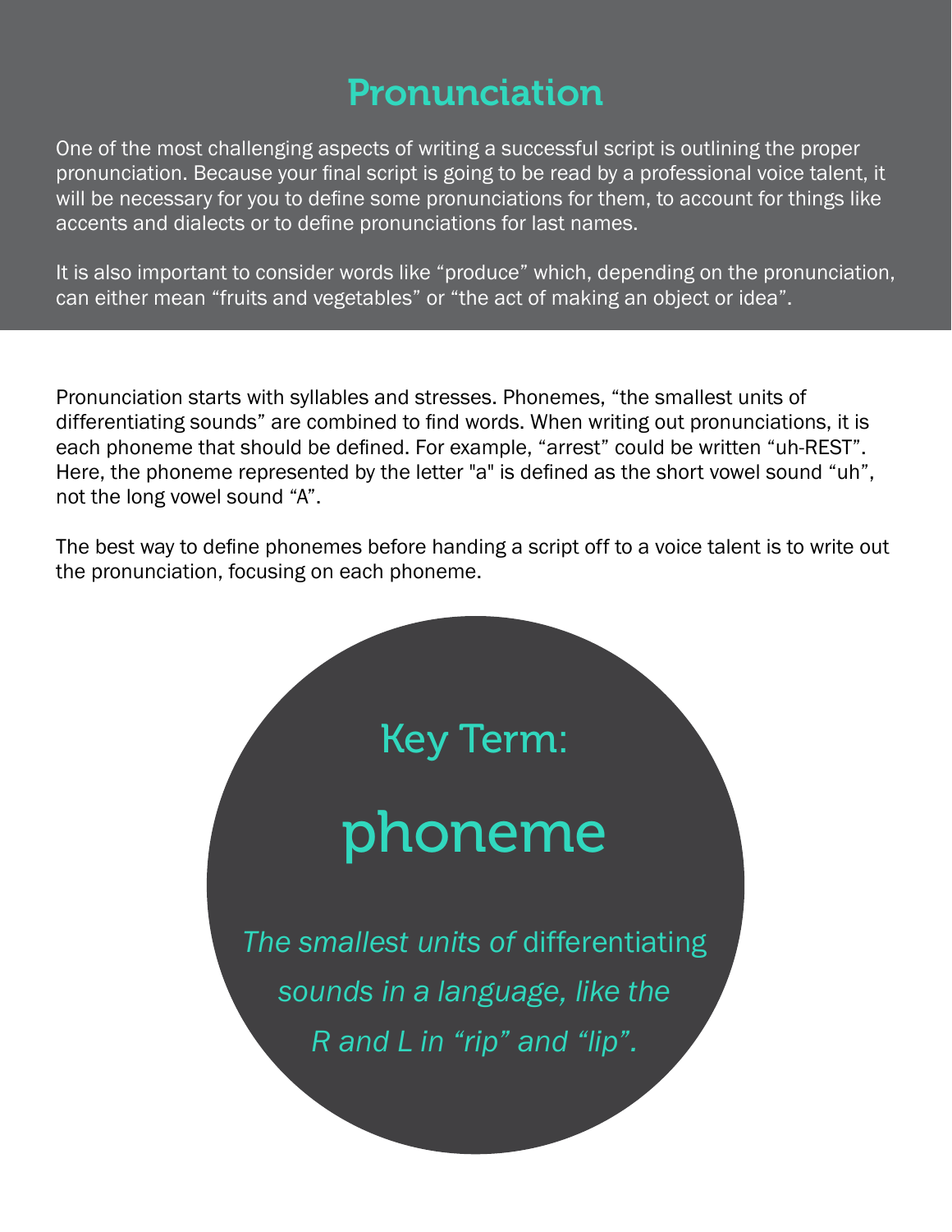# Pronunciation

One of the most challenging aspects of writing a successful script is outlining the proper pronunciation. Because your final script is going to be read by a professional voice talent, it will be necessary for you to define some pronunciations for them, to account for things like accents and dialects or to define pronunciations for last names.

It is also important to consider words like "produce" which, depending on the pronunciation, can either mean "fruits and vegetables" or "the act of making an object or idea".

Pronunciation starts with syllables and stresses. Phonemes, "the smallest units of differentiating sounds" are combined to find words. When writing out pronunciations, it is each phoneme that should be defined. For example, "arrest" could be written "uh-REST". Here, the phoneme represented by the letter "a" is defined as the short vowel sound "uh", not the long vowel sound "A".

The best way to define phonemes before handing a script off to a voice talent is to write out the pronunciation, focusing on each phoneme.

> **Key Term:**
>
> **phoneme**
>
> *The smallest units of* differentiating *sounds in a language, like the R and L in "rip" and "lip".*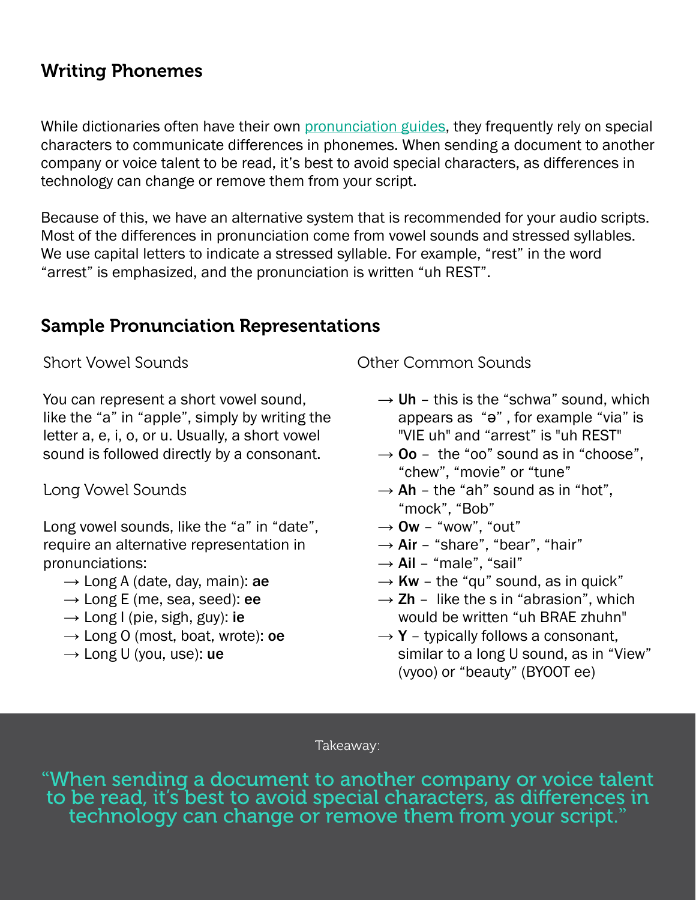## Writing Phonemes

While dictionaries often have their own pronunciation guides, they frequently rely on special characters to communicate differences in phonemes. When sending a document to another company or voice talent to be read, it's best to avoid special characters, as differences in technology can change or remove them from your script.

Because of this, we have an alternative system that is recommended for your audio scripts. Most of the differences in pronunciation come from vowel sounds and stressed syllables. We use capital letters to indicate a stressed syllable. For example, "rest" in the word "arrest" is emphasized, and the pronunciation is written "uh REST".

## Sample Pronunciation Representations

### Short Vowel Sounds

You can represent a short vowel sound, like the "a" in "apple", simply by writing the letter a, e, i, o, or u. Usually, a short vowel sound is followed directly by a consonant.

### Long Vowel Sounds

Long vowel sounds, like the "a" in "date", require an alternative representation in pronunciations:

- → Long A (date, day, main): **ae**
- → Long E (me, sea, seed): **ee**
- → Long I (pie, sigh, guy): **ie**
- → Long O (most, boat, wrote): **oe**
- → Long U (you, use): **ue**

### Other Common Sounds

- → **Uh** – this is the "schwa" sound, which appears as "ə" , for example "via" is "VIE uh" and "arrest" is "uh REST"
- → **Oo** – the "oo" sound as in "choose", "chew", "movie" or "tune"
- → **Ah** – the "ah" sound as in "hot", "mock", "Bob"
- → **Ow** – "wow", "out"
- → **Air** – "share", "bear", "hair"
- → **Ail** – "male", "sail"
- → **Kw** – the "qu" sound, as in quick"
- → **Zh** – like the s in "abrasion", which would be written "uh BRAE zhuhn"
- → **Y** – typically follows a consonant, similar to a long U sound, as in "View" (vyoo) or "beauty" (BYOOT ee)

Takeaway:

"When sending a document to another company or voice talent to be read, it's best to avoid special characters, as differences in technology can change or remove them from your script."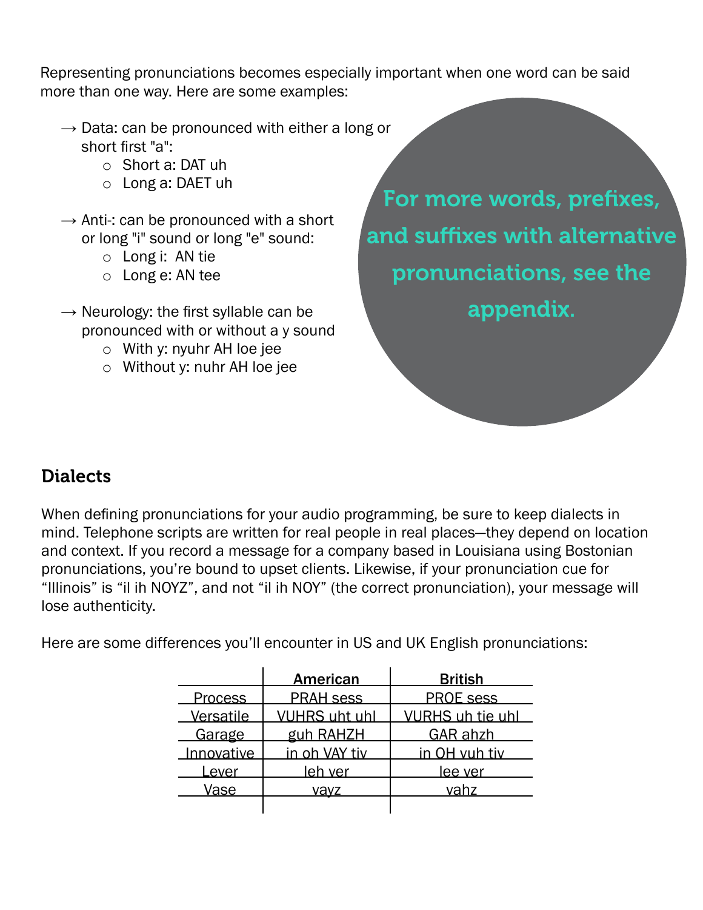Representing pronunciations becomes especially important when one word can be said more than one way. Here are some examples:

→ Data: can be pronounced with either a long or short first "a":
  - Short a: DAT uh
  - Long a: DAET uh

→ Anti-: can be pronounced with a short or long "i" sound or long "e" sound:
  - Long i: AN tie
  - Long e: AN tee

→ Neurology: the first syllable can be pronounced with or without a y sound
  - With y: nyuhr AH loe jee
  - Without y: nuhr AH loe jee

**For more words, prefixes, and suffixes with alternative pronunciations, see the appendix.**

## Dialects

When defining pronunciations for your audio programming, be sure to keep dialects in mind. Telephone scripts are written for real people in real places—they depend on location and context. If you record a message for a company based in Louisiana using Bostonian pronunciations, you're bound to upset clients. Likewise, if your pronunciation cue for "Illinois" is "il ih NOYZ", and not "il ih NOY" (the correct pronunciation), your message will lose authenticity.

Here are some differences you'll encounter in US and UK English pronunciations:

| | American | British |
|---|---|---|
| Process | PRAH sess | PROE sess |
| Versatile | VUHRS uht uhl | VURHS uh tie uhl |
| Garage | guh RAHZH | GAR ahzh |
| Innovative | in oh VAY tiv | in OH vuh tiv |
| Lever | leh ver | lee ver |
| Vase | vayz | vahz |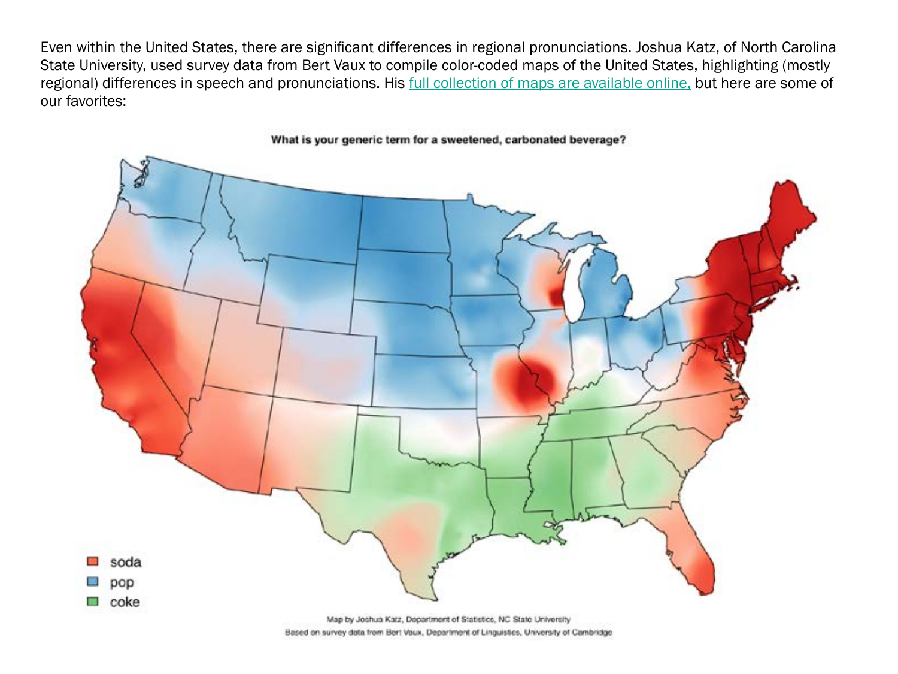Even within the United States, there are significant differences in regional pronunciations. Joshua Katz, of North Carolina State University, used survey data from Bert Vaux to compile color-coded maps of the United States, highlighting (mostly regional) differences in speech and pronunciations. His [full collection of maps are available online,](#) but here are some of our favorites:

**What is your generic term for a sweetened, carbonated beverage?**

- soda
- pop
- coke

Map by Joshua Katz, Department of Statistics, NC State University
Based on survey data from Bert Vaux, Department of Linguistics, University of Cambridge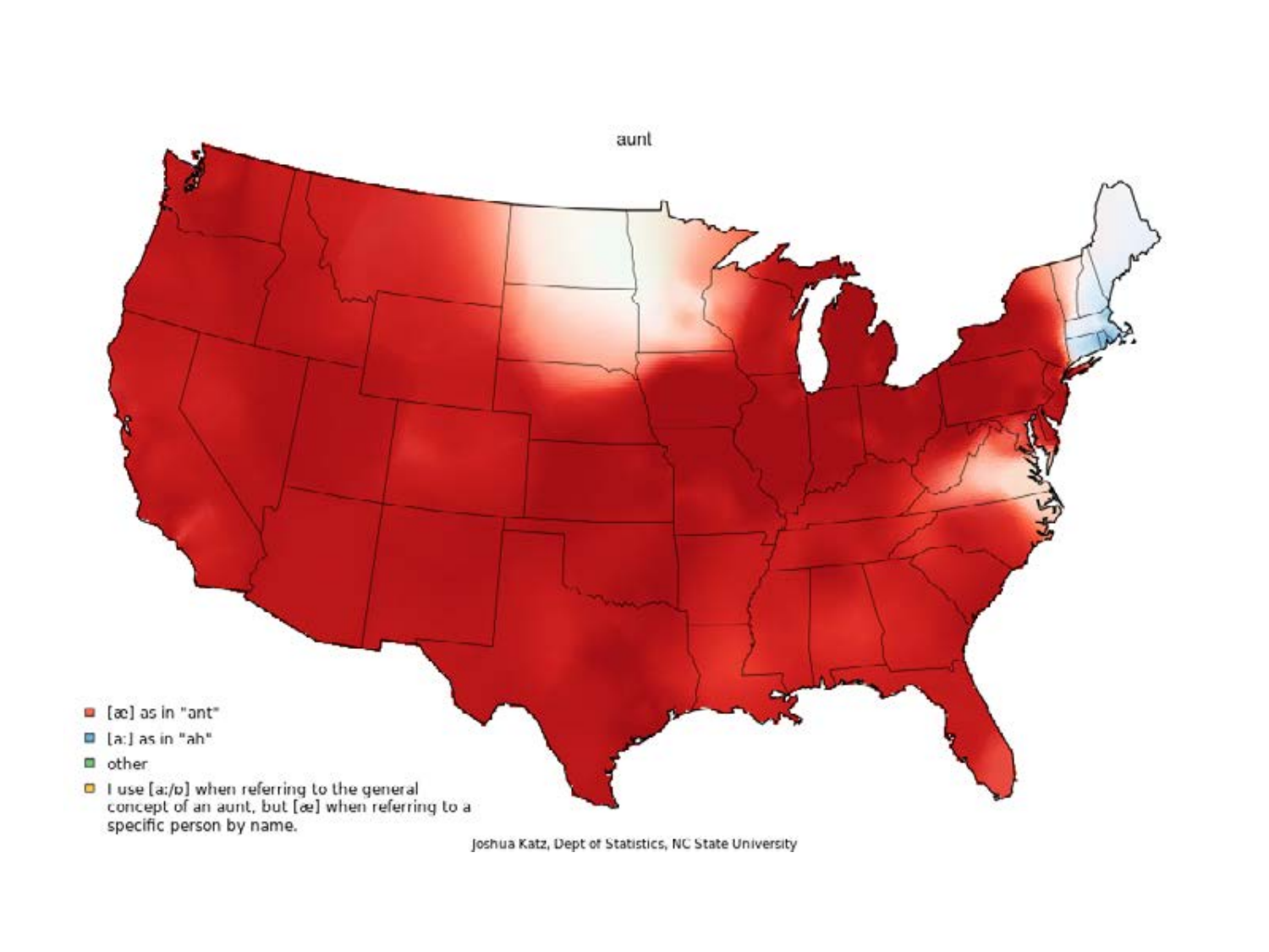aunt

- [æ] as in "ant"
- [a:] as in "ah"
- other
- I use [a:/ɒ] when referring to the general concept of an aunt, but [æ] when referring to a specific person by name.

Joshua Katz, Dept of Statistics, NC State University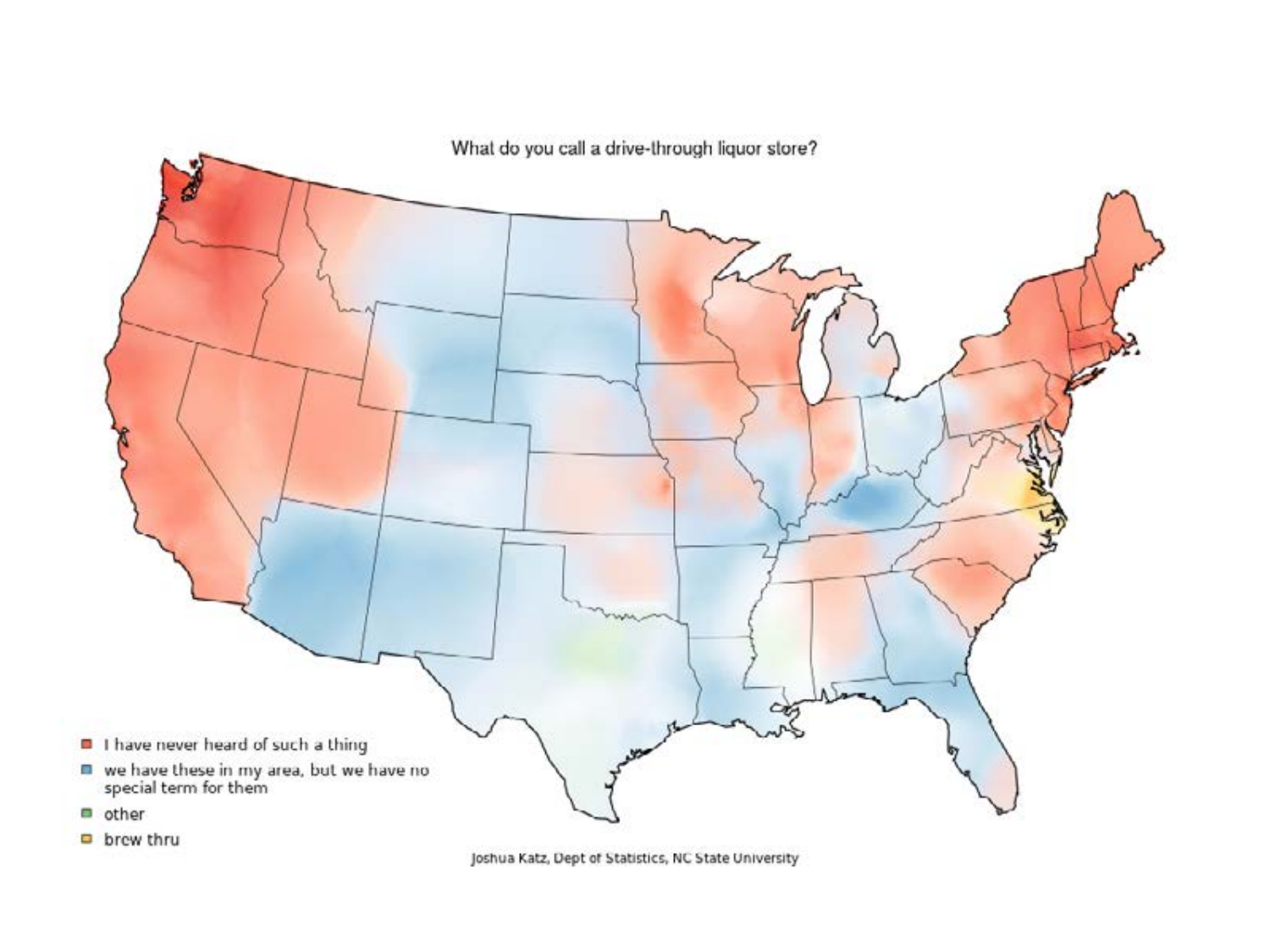What do you call a drive-through liquor store?

- I have never heard of such a thing
- we have these in my area, but we have no special term for them
- other
- brew thru

Joshua Katz, Dept of Statistics, NC State University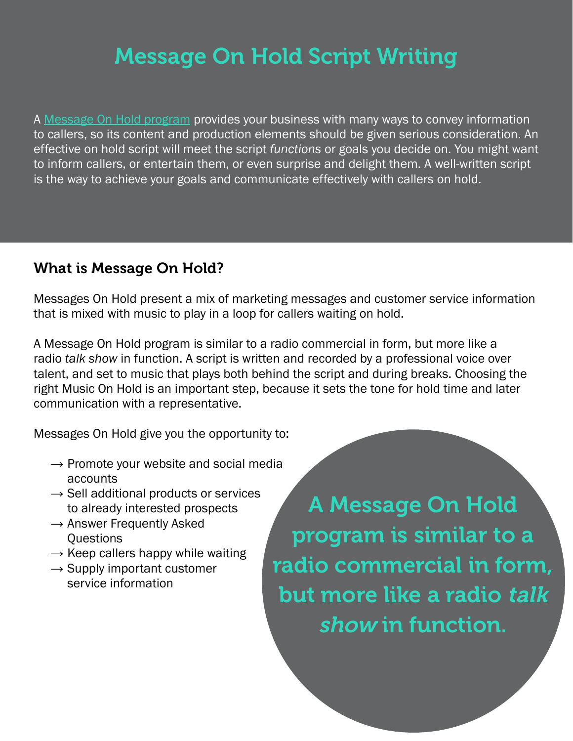# Message On Hold Script Writing

A Message On Hold program provides your business with many ways to convey information to callers, so its content and production elements should be given serious consideration. An effective on hold script will meet the script *functions* or goals you decide on. You might want to inform callers, or entertain them, or even surprise and delight them. A well-written script is the way to achieve your goals and communicate effectively with callers on hold.

## What is Message On Hold?

Messages On Hold present a mix of marketing messages and customer service information that is mixed with music to play in a loop for callers waiting on hold.

A Message On Hold program is similar to a radio commercial in form, but more like a radio *talk show* in function. A script is written and recorded by a professional voice over talent, and set to music that plays both behind the script and during breaks. Choosing the right Music On Hold is an important step, because it sets the tone for hold time and later communication with a representative.

Messages On Hold give you the opportunity to:

- → Promote your website and social media accounts
- → Sell additional products or services to already interested prospects
- → Answer Frequently Asked Questions
- → Keep callers happy while waiting
- → Supply important customer service information

**A Message On Hold program is similar to a radio commercial in form, but more like a radio *talk show* in function.**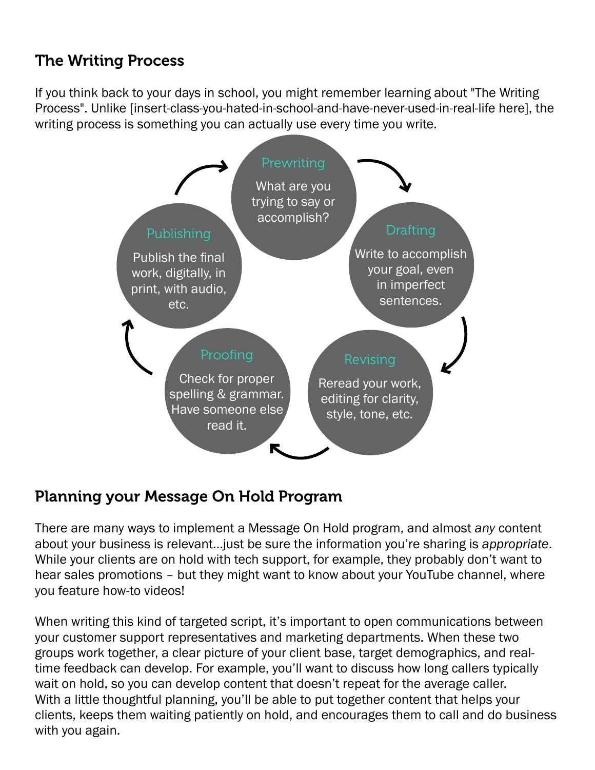## The Writing Process

If you think back to your days in school, you might remember learning about "The Writing Process". Unlike [insert-class-you-hated-in-school-and-have-never-used-in-real-life here], the writing process is something you can actually use every time you write.

**Prewriting**
What are you trying to say or accomplish?

**Drafting**
Write to accomplish your goal, even in imperfect sentences.

**Revising**
Reread your work, editing for clarity, style, tone, etc.

**Proofing**
Check for proper spelling & grammar. Have someone else read it.

**Publishing**
Publish the final work, digitally, in print, with audio, etc.

## Planning your Message On Hold Program

There are many ways to implement a Message On Hold program, and almost *any* content about your business is relevant...just be sure the information you're sharing is *appropriate*. While your clients are on hold with tech support, for example, they probably don't want to hear sales promotions – but they might want to know about your YouTube channel, where you feature how-to videos!

When writing this kind of targeted script, it's important to open communications between your customer support representatives and marketing departments. When these two groups work together, a clear picture of your client base, target demographics, and real-time feedback can develop. For example, you'll want to discuss how long callers typically wait on hold, so you can develop content that doesn't repeat for the average caller. With a little thoughtful planning, you'll be able to put together content that helps your clients, keeps them waiting patiently on hold, and encourages them to call and do business with you again.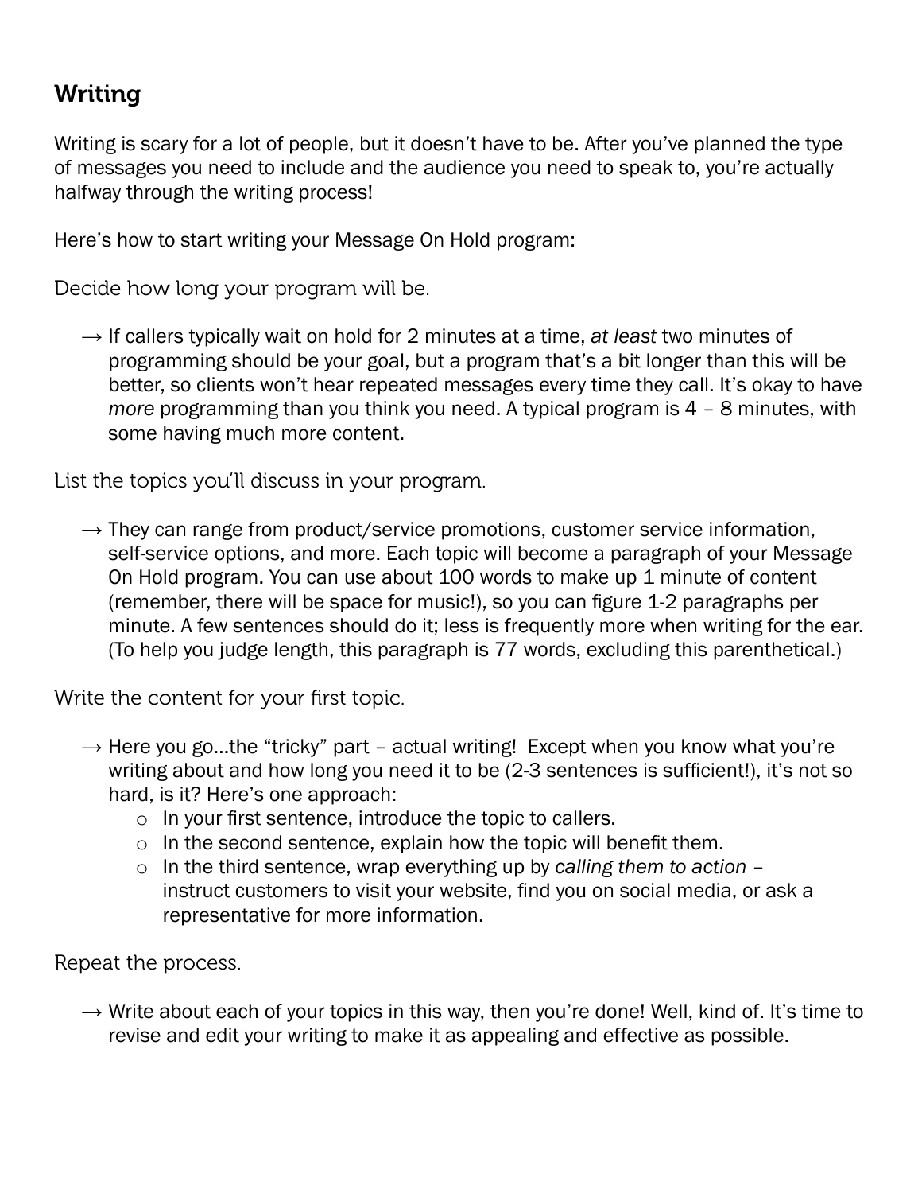## Writing

Writing is scary for a lot of people, but it doesn't have to be. After you've planned the type of messages you need to include and the audience you need to speak to, you're actually halfway through the writing process!

Here's how to start writing your Message On Hold program:

### Decide how long your program will be.

→ If callers typically wait on hold for 2 minutes at a time, *at least* two minutes of programming should be your goal, but a program that's a bit longer than this will be better, so clients won't hear repeated messages every time they call. It's okay to have *more* programming than you think you need. A typical program is 4 – 8 minutes, with some having much more content.

### List the topics you'll discuss in your program.

→ They can range from product/service promotions, customer service information, self-service options, and more. Each topic will become a paragraph of your Message On Hold program. You can use about 100 words to make up 1 minute of content (remember, there will be space for music!), so you can figure 1-2 paragraphs per minute. A few sentences should do it; less is frequently more when writing for the ear. (To help you judge length, this paragraph is 77 words, excluding this parenthetical.)

### Write the content for your first topic.

→ Here you go…the "tricky" part – actual writing! Except when you know what you're writing about and how long you need it to be (2-3 sentences is sufficient!), it's not so hard, is it? Here's one approach:

- In your first sentence, introduce the topic to callers.
- In the second sentence, explain how the topic will benefit them.
- In the third sentence, wrap everything up by *calling them to action* – instruct customers to visit your website, find you on social media, or ask a representative for more information.

### Repeat the process.

→ Write about each of your topics in this way, then you're done! Well, kind of. It's time to revise and edit your writing to make it as appealing and effective as possible.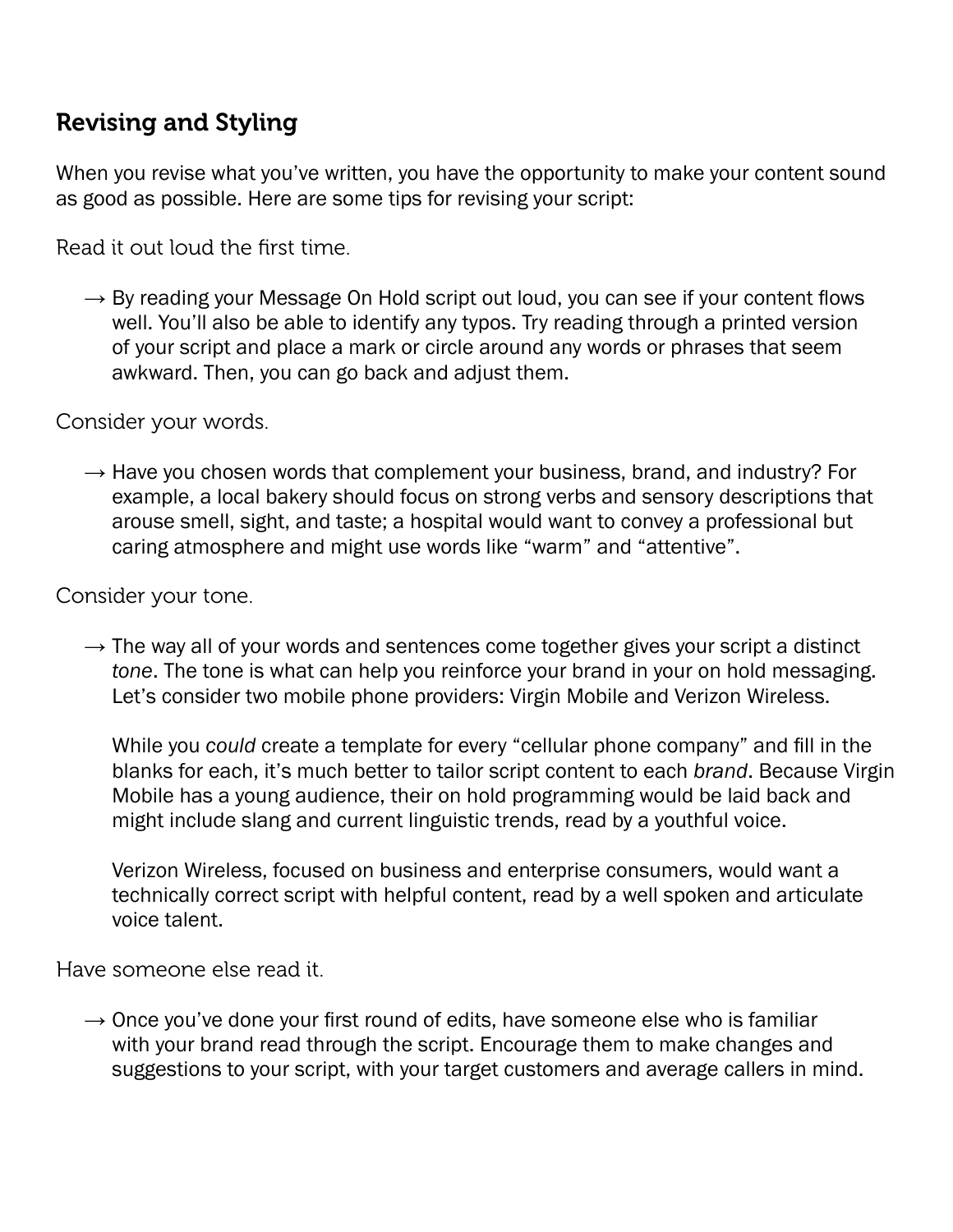## Revising and Styling

When you revise what you've written, you have the opportunity to make your content sound as good as possible. Here are some tips for revising your script:

Read it out loud the first time.

→ By reading your Message On Hold script out loud, you can see if your content flows well. You'll also be able to identify any typos. Try reading through a printed version of your script and place a mark or circle around any words or phrases that seem awkward. Then, you can go back and adjust them.

Consider your words.

→ Have you chosen words that complement your business, brand, and industry? For example, a local bakery should focus on strong verbs and sensory descriptions that arouse smell, sight, and taste; a hospital would want to convey a professional but caring atmosphere and might use words like "warm" and "attentive".

Consider your tone.

→ The way all of your words and sentences come together gives your script a distinct *tone*. The tone is what can help you reinforce your brand in your on hold messaging. Let's consider two mobile phone providers: Virgin Mobile and Verizon Wireless.

While you *could* create a template for every "cellular phone company" and fill in the blanks for each, it's much better to tailor script content to each *brand*. Because Virgin Mobile has a young audience, their on hold programming would be laid back and might include slang and current linguistic trends, read by a youthful voice.

Verizon Wireless, focused on business and enterprise consumers, would want a technically correct script with helpful content, read by a well spoken and articulate voice talent.

Have someone else read it.

→ Once you've done your first round of edits, have someone else who is familiar with your brand read through the script. Encourage them to make changes and suggestions to your script, with your target customers and average callers in mind.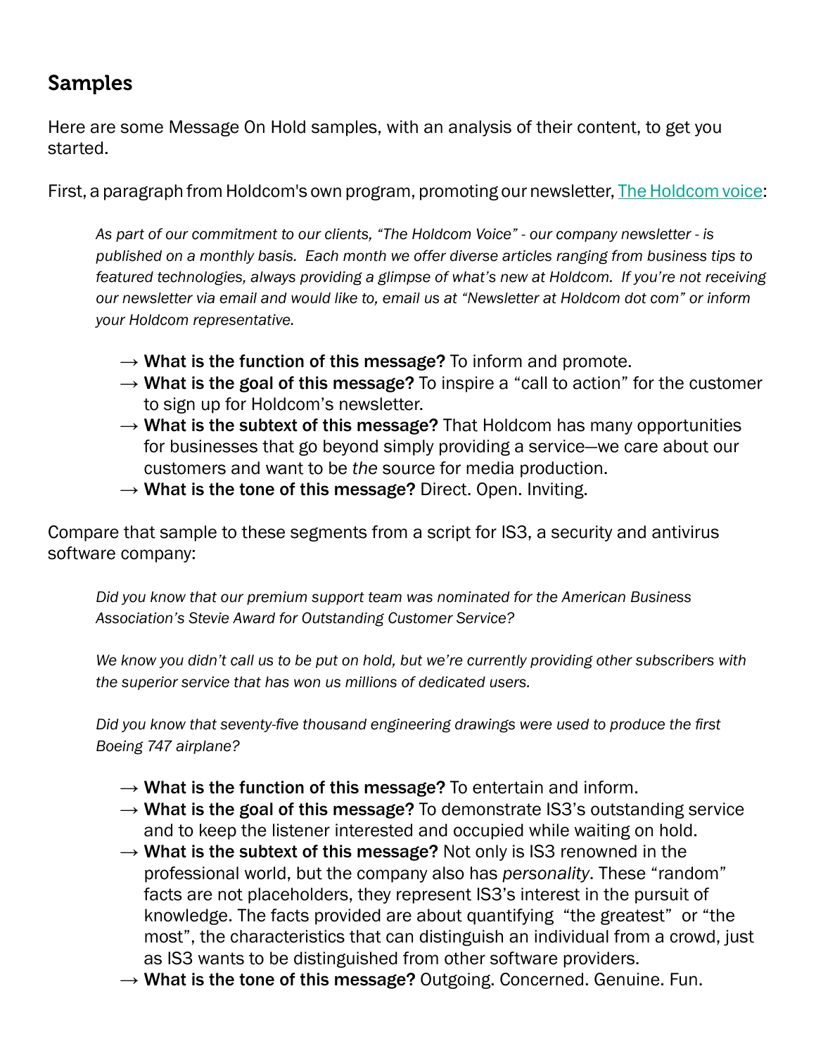## Samples

Here are some Message On Hold samples, with an analysis of their content, to get you started.

First, a paragraph from Holdcom's own program, promoting our newsletter, [The Holdcom voice]:

> *As part of our commitment to our clients, "The Holdcom Voice" - our company newsletter - is published on a monthly basis. Each month we offer diverse articles ranging from business tips to featured technologies, always providing a glimpse of what's new at Holdcom. If you're not receiving our newsletter via email and would like to, email us at "Newsletter at Holdcom dot com" or inform your Holdcom representative.*

- → **What is the function of this message?** To inform and promote.
- → **What is the goal of this message?** To inspire a "call to action" for the customer to sign up for Holdcom's newsletter.
- → **What is the subtext of this message?** That Holdcom has many opportunities for businesses that go beyond simply providing a service—we care about our customers and want to be *the* source for media production.
- → **What is the tone of this message?** Direct. Open. Inviting.

Compare that sample to these segments from a script for IS3, a security and antivirus software company:

> *Did you know that our premium support team was nominated for the American Business Association's Stevie Award for Outstanding Customer Service?*
>
> *We know you didn't call us to be put on hold, but we're currently providing other subscribers with the superior service that has won us millions of dedicated users.*
>
> *Did you know that seventy-five thousand engineering drawings were used to produce the first Boeing 747 airplane?*

- → **What is the function of this message?** To entertain and inform.
- → **What is the goal of this message?** To demonstrate IS3's outstanding service and to keep the listener interested and occupied while waiting on hold.
- → **What is the subtext of this message?** Not only is IS3 renowned in the professional world, but the company also has *personality*. These "random" facts are not placeholders, they represent IS3's interest in the pursuit of knowledge. The facts provided are about quantifying "the greatest" or "the most", the characteristics that can distinguish an individual from a crowd, just as IS3 wants to be distinguished from other software providers.
- → **What is the tone of this message?** Outgoing. Concerned. Genuine. Fun.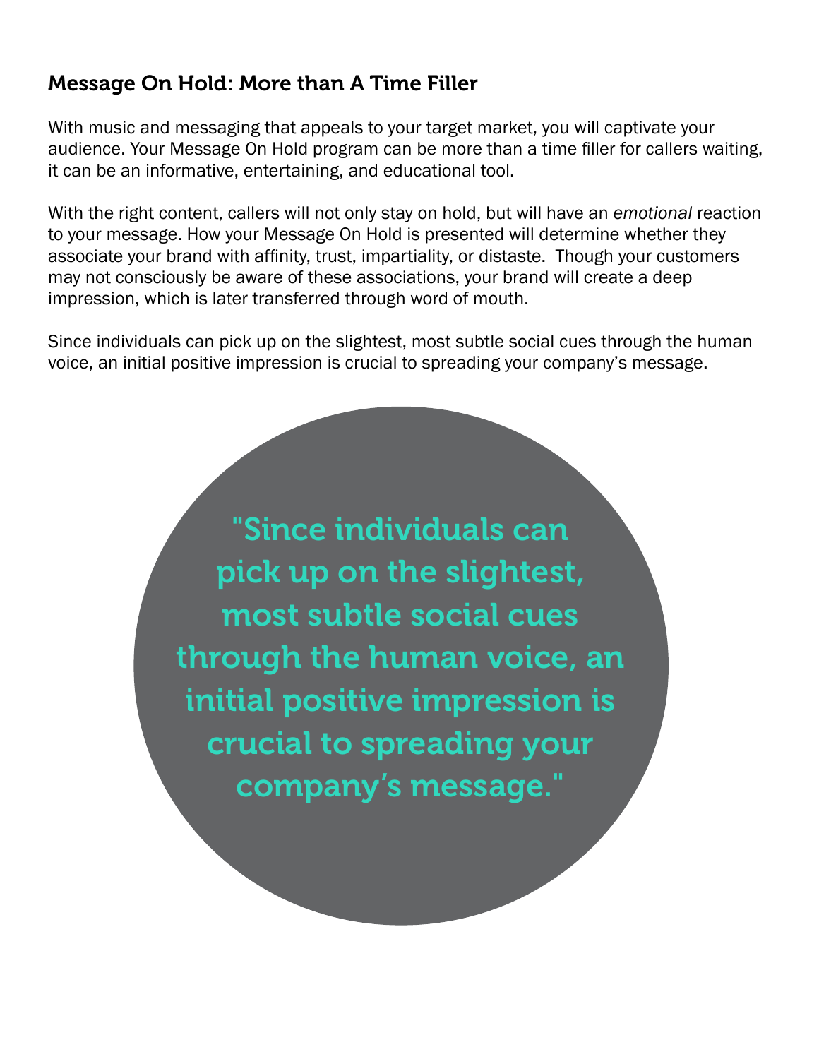## Message On Hold: More than A Time Filler

With music and messaging that appeals to your target market, you will captivate your audience. Your Message On Hold program can be more than a time filler for callers waiting, it can be an informative, entertaining, and educational tool.

With the right content, callers will not only stay on hold, but will have an *emotional* reaction to your message. How your Message On Hold is presented will determine whether they associate your brand with affinity, trust, impartiality, or distaste. Though your customers may not consciously be aware of these associations, your brand will create a deep impression, which is later transferred through word of mouth.

Since individuals can pick up on the slightest, most subtle social cues through the human voice, an initial positive impression is crucial to spreading your company's message.

> "Since individuals can pick up on the slightest, most subtle social cues through the human voice, an initial positive impression is crucial to spreading your company's message."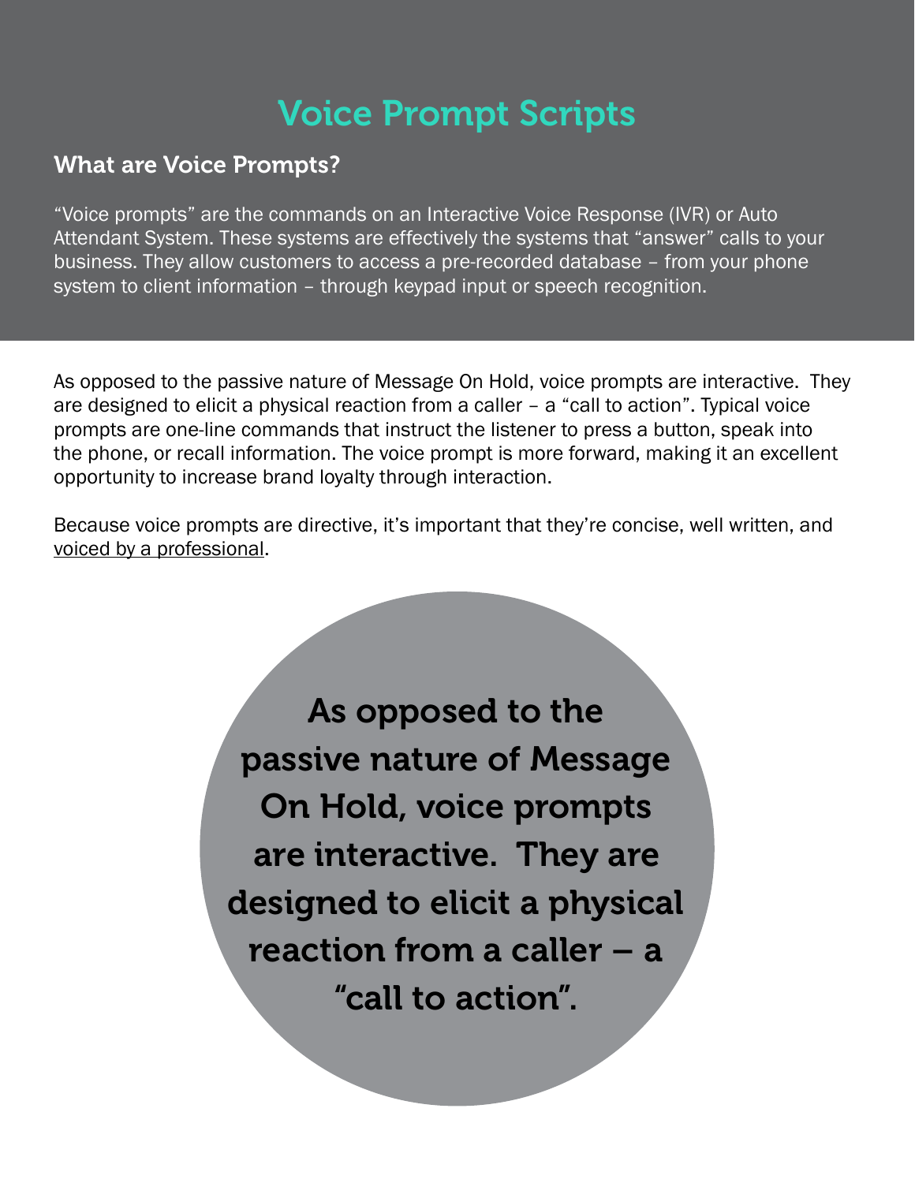# Voice Prompt Scripts

## What are Voice Prompts?

"Voice prompts" are the commands on an Interactive Voice Response (IVR) or Auto Attendant System. These systems are effectively the systems that "answer" calls to your business. They allow customers to access a pre-recorded database – from your phone system to client information – through keypad input or speech recognition.

As opposed to the passive nature of Message On Hold, voice prompts are interactive. They are designed to elicit a physical reaction from a caller – a "call to action". Typical voice prompts are one-line commands that instruct the listener to press a button, speak into the phone, or recall information. The voice prompt is more forward, making it an excellent opportunity to increase brand loyalty through interaction.

Because voice prompts are directive, it's important that they're concise, well written, and voiced by a professional.

> As opposed to the passive nature of Message On Hold, voice prompts are interactive. They are designed to elicit a physical reaction from a caller – a "call to action".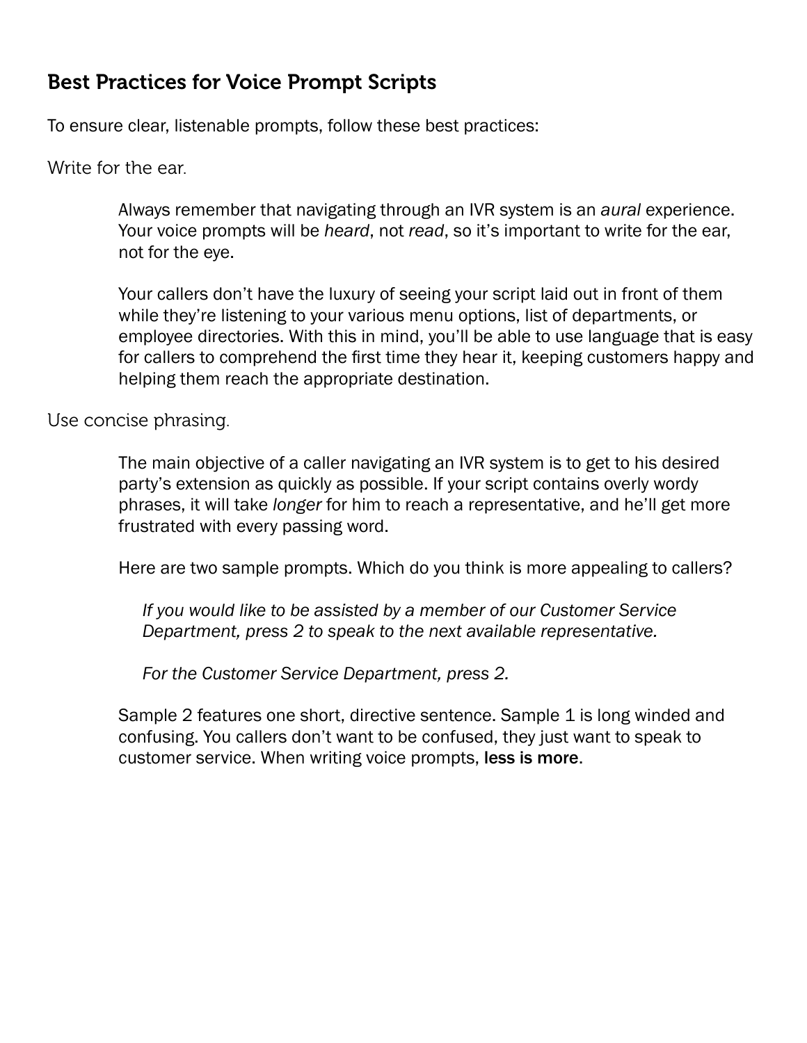## Best Practices for Voice Prompt Scripts

To ensure clear, listenable prompts, follow these best practices:

### Write for the ear.

Always remember that navigating through an IVR system is an *aural* experience. Your voice prompts will be *heard*, not *read*, so it's important to write for the ear, not for the eye.

Your callers don't have the luxury of seeing your script laid out in front of them while they're listening to your various menu options, list of departments, or employee directories. With this in mind, you'll be able to use language that is easy for callers to comprehend the first time they hear it, keeping customers happy and helping them reach the appropriate destination.

### Use concise phrasing.

The main objective of a caller navigating an IVR system is to get to his desired party's extension as quickly as possible. If your script contains overly wordy phrases, it will take *longer* for him to reach a representative, and he'll get more frustrated with every passing word.

Here are two sample prompts. Which do you think is more appealing to callers?

*If you would like to be assisted by a member of our Customer Service Department, press 2 to speak to the next available representative.*

*For the Customer Service Department, press 2.*

Sample 2 features one short, directive sentence. Sample 1 is long winded and confusing. You callers don't want to be confused, they just want to speak to customer service. When writing voice prompts, **less is more**.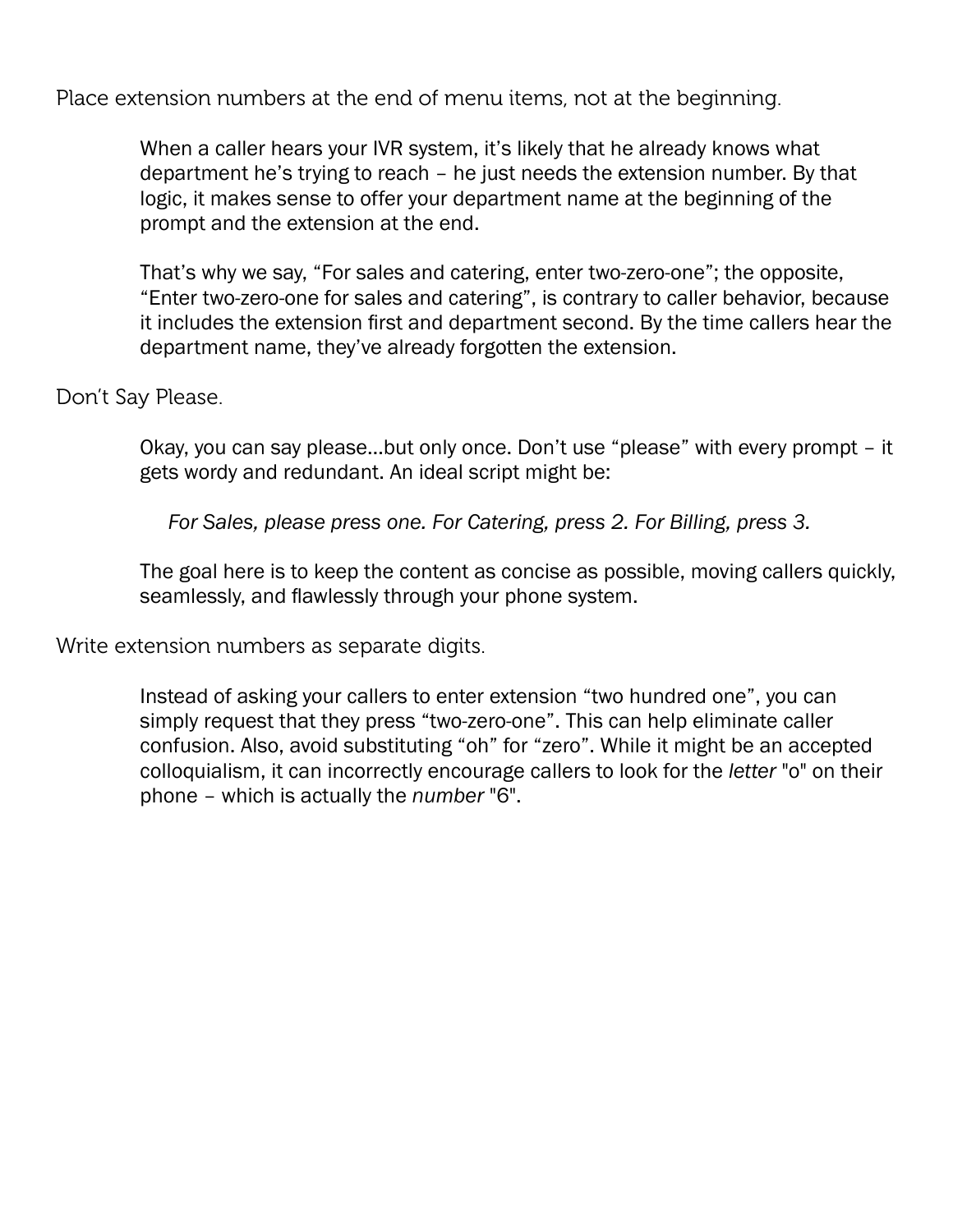## Place extension numbers at the end of menu items, not at the beginning.

When a caller hears your IVR system, it's likely that he already knows what department he's trying to reach – he just needs the extension number. By that logic, it makes sense to offer your department name at the beginning of the prompt and the extension at the end.

That's why we say, "For sales and catering, enter two-zero-one"; the opposite, "Enter two-zero-one for sales and catering", is contrary to caller behavior, because it includes the extension first and department second. By the time callers hear the department name, they've already forgotten the extension.

## Don't Say Please.

Okay, you can say please…but only once. Don't use "please" with every prompt – it gets wordy and redundant. An ideal script might be:

*For Sales, please press one. For Catering, press 2. For Billing, press 3.*

The goal here is to keep the content as concise as possible, moving callers quickly, seamlessly, and flawlessly through your phone system.

## Write extension numbers as separate digits.

Instead of asking your callers to enter extension "two hundred one", you can simply request that they press "two-zero-one". This can help eliminate caller confusion. Also, avoid substituting "oh" for "zero". While it might be an accepted colloquialism, it can incorrectly encourage callers to look for the *letter* "o" on their phone – which is actually the *number* "6".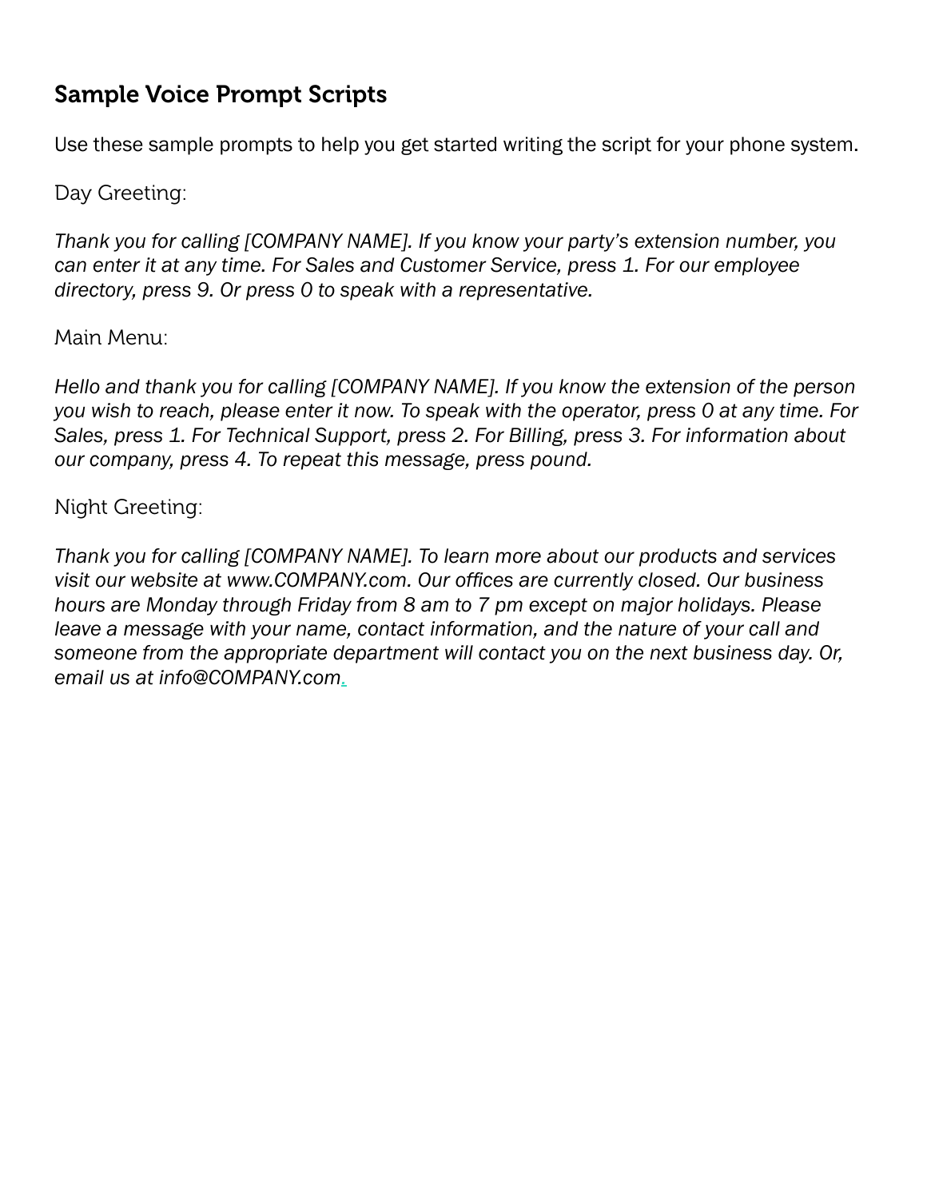## Sample Voice Prompt Scripts

Use these sample prompts to help you get started writing the script for your phone system.

Day Greeting:

*Thank you for calling [COMPANY NAME]. If you know your party's extension number, you can enter it at any time. For Sales and Customer Service, press 1. For our employee directory, press 9. Or press 0 to speak with a representative.*

Main Menu:

*Hello and thank you for calling [COMPANY NAME]. If you know the extension of the person you wish to reach, please enter it now. To speak with the operator, press 0 at any time. For Sales, press 1. For Technical Support, press 2. For Billing, press 3. For information about our company, press 4. To repeat this message, press pound.*

Night Greeting:

*Thank you for calling [COMPANY NAME]. To learn more about our products and services visit our website at www.COMPANY.com. Our offices are currently closed. Our business hours are Monday through Friday from 8 am to 7 pm except on major holidays. Please leave a message with your name, contact information, and the nature of your call and someone from the appropriate department will contact you on the next business day. Or, email us at info@COMPANY.com.*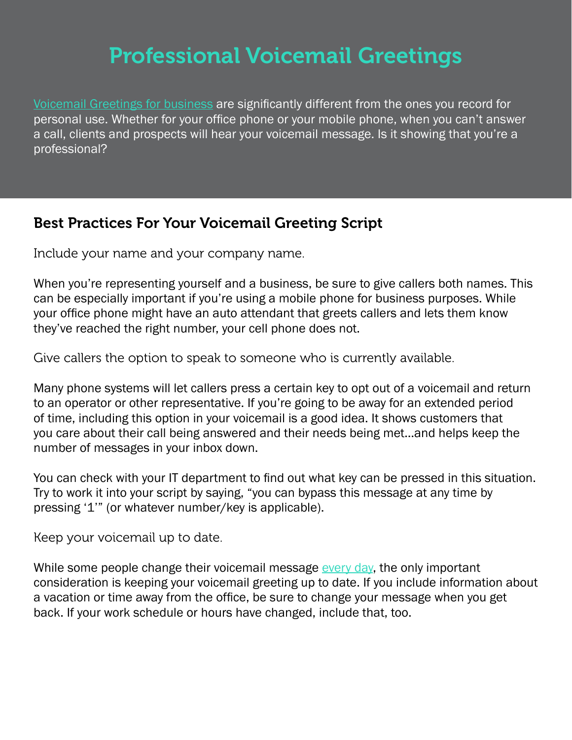# Professional Voicemail Greetings

Voicemail Greetings for business are significantly different from the ones you record for personal use. Whether for your office phone or your mobile phone, when you can't answer a call, clients and prospects will hear your voicemail message. Is it showing that you're a professional?

## Best Practices For Your Voicemail Greeting Script

### Include your name and your company name.

When you're representing yourself and a business, be sure to give callers both names. This can be especially important if you're using a mobile phone for business purposes. While your office phone might have an auto attendant that greets callers and lets them know they've reached the right number, your cell phone does not.

### Give callers the option to speak to someone who is currently available.

Many phone systems will let callers press a certain key to opt out of a voicemail and return to an operator or other representative. If you're going to be away for an extended period of time, including this option in your voicemail is a good idea. It shows customers that you care about their call being answered and their needs being met...and helps keep the number of messages in your inbox down.

You can check with your IT department to find out what key can be pressed in this situation. Try to work it into your script by saying, "you can bypass this message at any time by pressing '1'" (or whatever number/key is applicable).

### Keep your voicemail up to date.

While some people change their voicemail message every day, the only important consideration is keeping your voicemail greeting up to date. If you include information about a vacation or time away from the office, be sure to change your message when you get back. If your work schedule or hours have changed, include that, too.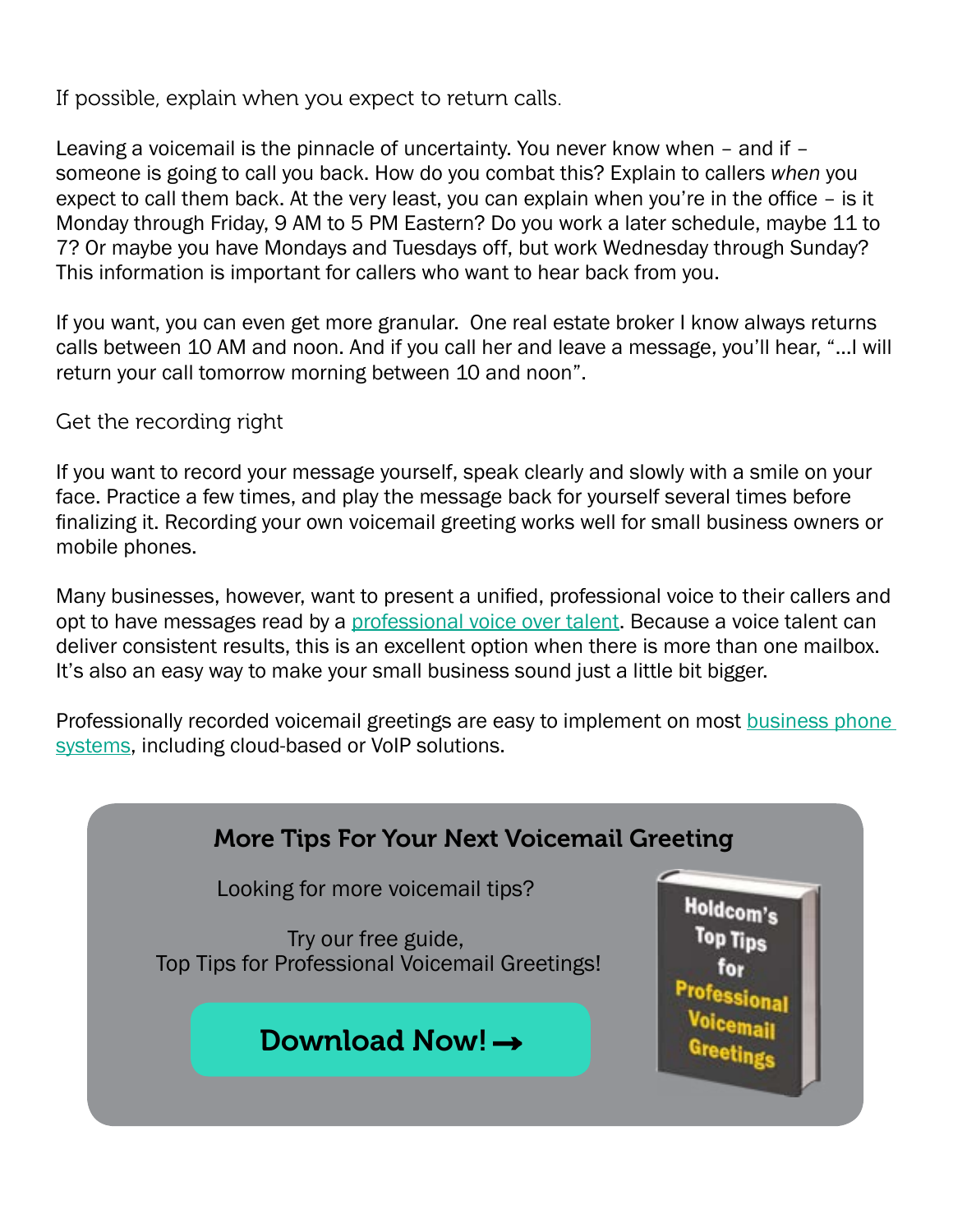### If possible, explain when you expect to return calls.

Leaving a voicemail is the pinnacle of uncertainty. You never know when – and if – someone is going to call you back. How do you combat this? Explain to callers *when* you expect to call them back. At the very least, you can explain when you're in the office – is it Monday through Friday, 9 AM to 5 PM Eastern? Do you work a later schedule, maybe 11 to 7? Or maybe you have Mondays and Tuesdays off, but work Wednesday through Sunday? This information is important for callers who want to hear back from you.

If you want, you can even get more granular. One real estate broker I know always returns calls between 10 AM and noon. And if you call her and leave a message, you'll hear, "...I will return your call tomorrow morning between 10 and noon".

### Get the recording right

If you want to record your message yourself, speak clearly and slowly with a smile on your face. Practice a few times, and play the message back for yourself several times before finalizing it. Recording your own voicemail greeting works well for small business owners or mobile phones.

Many businesses, however, want to present a unified, professional voice to their callers and opt to have messages read by a [professional voice over talent](). Because a voice talent can deliver consistent results, this is an excellent option when there is more than one mailbox. It's also an easy way to make your small business sound just a little bit bigger.

Professionally recorded voicemail greetings are easy to implement on most [business phone systems](), including cloud-based or VoIP solutions.

**More Tips For Your Next Voicemail Greeting**

Looking for more voicemail tips?

Try our free guide,
Top Tips for Professional Voicemail Greetings!

**Download Now! →**

Holdcom's Top Tips for Professional Voicemail Greetings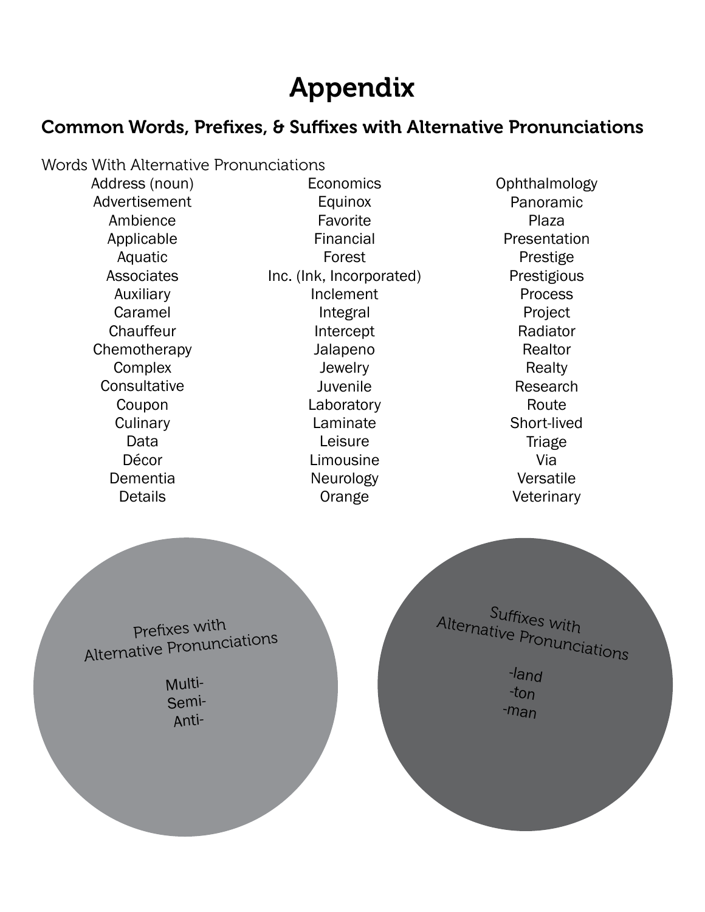# Appendix

## Common Words, Prefixes, & Suffixes with Alternative Pronunciations

Words With Alternative Pronunciations

- Address (noun)
- Advertisement
- Ambience
- Applicable
- Aquatic
- Associates
- Auxiliary
- Caramel
- Chauffeur
- Chemotherapy
- Complex
- Consultative
- Coupon
- Culinary
- Data
- Décor
- Dementia
- Details
- Economics
- Equinox
- Favorite
- Financial
- Forest
- Inc. (Ink, Incorporated)
- Inclement
- Integral
- Intercept
- Jalapeno
- Jewelry
- Juvenile
- Laboratory
- Laminate
- Leisure
- Limousine
- Neurology
- Orange
- Ophthalmology
- Panoramic
- Plaza
- Presentation
- Prestige
- Prestigious
- Process
- Project
- Radiator
- Realtor
- Realty
- Research
- Route
- Short-lived
- Triage
- Via
- Versatile
- Veterinary

Prefixes with Alternative Pronunciations

- Multi-
- Semi-
- Anti-

Suffixes with Alternative Pronunciations

- -land
- -ton
- -man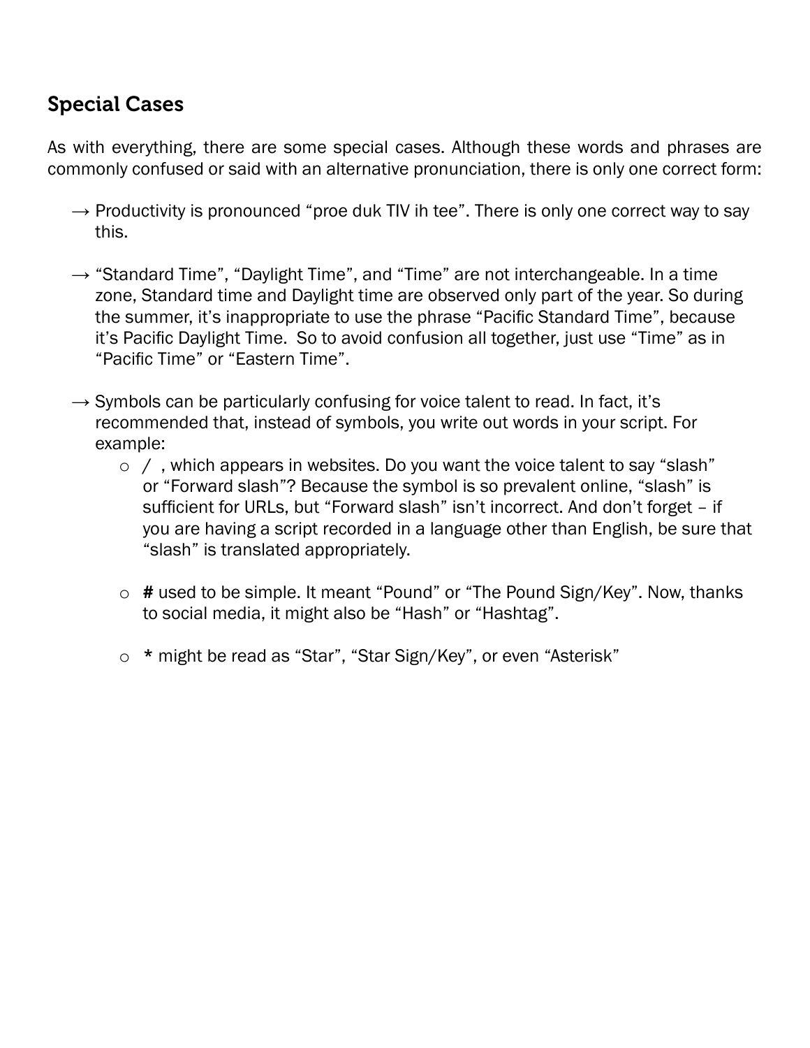## Special Cases

As with everything, there are some special cases. Although these words and phrases are commonly confused or said with an alternative pronunciation, there is only one correct form:

→ Productivity is pronounced “proe duk TIV ih tee”. There is only one correct way to say this.

→ “Standard Time”, “Daylight Time”, and “Time” are not interchangeable. In a time zone, Standard time and Daylight time are observed only part of the year. So during the summer, it’s inappropriate to use the phrase “Pacific Standard Time”, because it’s Pacific Daylight Time. So to avoid confusion all together, just use “Time” as in “Pacific Time” or “Eastern Time”.

→ Symbols can be particularly confusing for voice talent to read. In fact, it’s recommended that, instead of symbols, you write out words in your script. For example:

- / , which appears in websites. Do you want the voice talent to say “slash” or “Forward slash”? Because the symbol is so prevalent online, “slash” is sufficient for URLs, but “Forward slash” isn’t incorrect. And don’t forget – if you are having a script recorded in a language other than English, be sure that “slash” is translated appropriately.

- **#** used to be simple. It meant “Pound” or “The Pound Sign/Key”. Now, thanks to social media, it might also be “Hash” or “Hashtag”.

- * might be read as “Star”, “Star Sign/Key”, or even “Asterisk”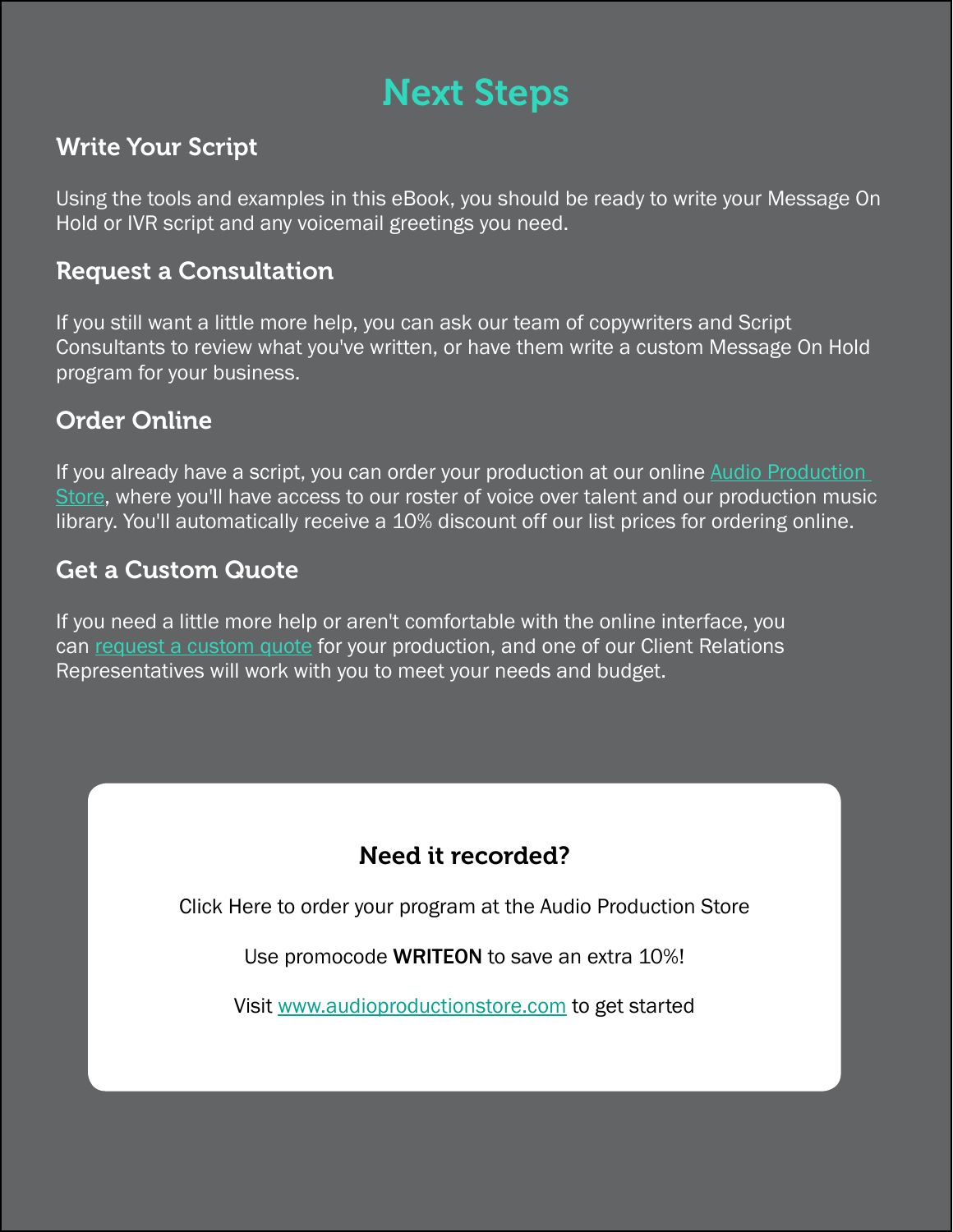# Next Steps

## Write Your Script

Using the tools and examples in this eBook, you should be ready to write your Message On Hold or IVR script and any voicemail greetings you need.

## Request a Consultation

If you still want a little more help, you can ask our team of copywriters and Script Consultants to review what you've written, or have them write a custom Message On Hold program for your business.

## Order Online

If you already have a script, you can order your production at our online Audio Production Store, where you'll have access to our roster of voice over talent and our production music library. You'll automatically receive a 10% discount off our list prices for ordering online.

## Get a Custom Quote

If you need a little more help or aren't comfortable with the online interface, you can request a custom quote for your production, and one of our Client Relations Representatives will work with you to meet your needs and budget.

### Need it recorded?

Click Here to order your program at the Audio Production Store

Use promocode **WRITEON** to save an extra 10%!

Visit www.audioproductionstore.com to get started